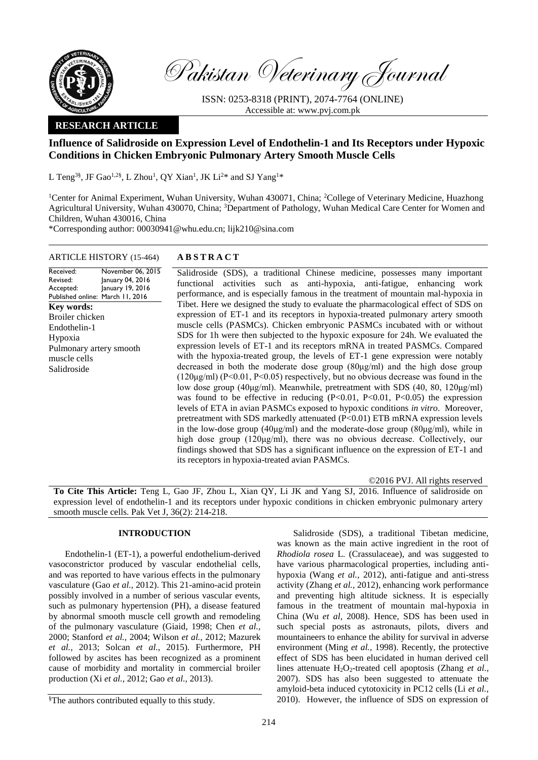Pakistan Veterinary Journal

ISSN: 0253-8318 (PRINT), 2074-7764 (ONLINE)
Accessible at: www.pvj.com.pk

**RESEARCH ARTICLE**

# Influence of Salidroside on Expression Level of Endothelin-1 and Its Receptors under Hypoxic Conditions in Chicken Embryonic Pulmonary Artery Smooth Muscle Cells

L Teng[3§], JF Gao[1,2§], L Zhou[1], QY Xian[1], JK Li[2]* and SJ Yang[1]*

[1]Center for Animal Experiment, Wuhan University, Wuhan 430071, China; [2]College of Veterinary Medicine, Huazhong Agricultural University, Wuhan 430070, China; [3]Department of Pathology, Wuhan Medical Care Center for Women and Children, Wuhan 430016, China

*Corresponding author: 00030941@whu.edu.cn; lijk210@sina.com

**ARTICLE HISTORY** (15-464)

Received: November 06, 2015
Revised: January 04, 2016
Accepted: January 19, 2016
Published online: March 11, 2016

**Key words:**
Broiler chicken
Endothelin-1
Hypoxia
Pulmonary artery smooth muscle cells
Salidroside

## ABSTRACT

Salidroside (SDS), a traditional Chinese medicine, possesses many important functional activities such as anti-hypoxia, anti-fatigue, enhancing work performance, and is especially famous in the treatment of mountain mal-hypoxia in Tibet. Here we designed the study to evaluate the pharmacological effect of SDS on expression of ET-1 and its receptors in hypoxia-treated pulmonary artery smooth muscle cells (PASMCs). Chicken embryonic PASMCs incubated with or without SDS for 1h were then subjected to the hypoxic exposure for 24h. We evaluated the expression levels of ET-1 and its receptors mRNA in treated PASMCs. Compared with the hypoxia-treated group, the levels of ET-1 gene expression were notably decreased in both the moderate dose group (80μg/ml) and the high dose group (120μg/ml) ($P<0.01$, $P<0.05$) respectively, but no obvious decrease was found in the low dose group (40μg/ml). Meanwhile, pretreatment with SDS (40, 80, 120μg/ml) was found to be effective in reducing ($P<0.01$, $P<0.01$, $P<0.05$) the expression levels of ETA in avian PASMCs exposed to hypoxic conditions *in vitro*. Moreover, pretreatment with SDS markedly attenuated ($P<0.01$) ETB mRNA expression levels in the low-dose group (40μg/ml) and the moderate-dose group (80μg/ml), while in high dose group (120μg/ml), there was no obvious decrease. Collectively, our findings showed that SDS has a significant influence on the expression of ET-1 and its receptors in hypoxia-treated avian PASMCs.

©2016 PVJ. All rights reserved

**To Cite This Article:** Teng L, Gao JF, Zhou L, Xian QY, Li JK and Yang SJ, 2016. Influence of salidroside on expression level of endothelin-1 and its receptors under hypoxic conditions in chicken embryonic pulmonary artery smooth muscle cells. Pak Vet J, 36(2): 214-218.

## INTRODUCTION

Endothelin-1 (ET-1), a powerful endothelium-derived vasoconstrictor produced by vascular endothelial cells, and was reported to have various effects in the pulmonary vasculature (Gao *et al.,* 2012). This 21-amino-acid protein possibly involved in a number of serious vascular events, such as pulmonary hypertension (PH), a disease featured by abnormal smooth muscle cell growth and remodeling of the pulmonary vasculature (Giaid, 1998; Chen *et al.,* 2000; Stanford *et al.,* 2004; Wilson *et al.,* 2012; Mazurek *et al.,* 2013; Solcan *et al.,* 2015). Furthermore, PH followed by ascites has been recognized as a prominent cause of morbidity and mortality in commercial broiler production (Xi *et al.,* 2012; Gao *et al.,* 2013).

Salidroside (SDS), a traditional Tibetan medicine, was known as the main active ingredient in the root of *Rhodiola rosea* L. (Crassulaceae), and was suggested to have various pharmacological properties, including anti-hypoxia (Wang *et al.,* 2012), anti-fatigue and anti-stress activity (Zhang *et al.,* 2012), enhancing work performance and preventing high altitude sickness. It is especially famous in the treatment of mountain mal-hypoxia in China (Wu *et al,* 2008). Hence, SDS has been used in such special posts as astronauts, pilots, divers and mountaineers to enhance the ability for survival in adverse environment (Ming *et al.,* 1998). Recently, the protective effect of SDS has been elucidated in human derived cell lines attenuate $H_2O_2$-treated cell apoptosis (Zhang *et al.,* 2007). SDS has also been suggested to attenuate the amyloid-beta induced cytotoxicity in PC12 cells (Li *et al.,* 2010). However, the influence of SDS on expression of

§The authors contributed equally to this study.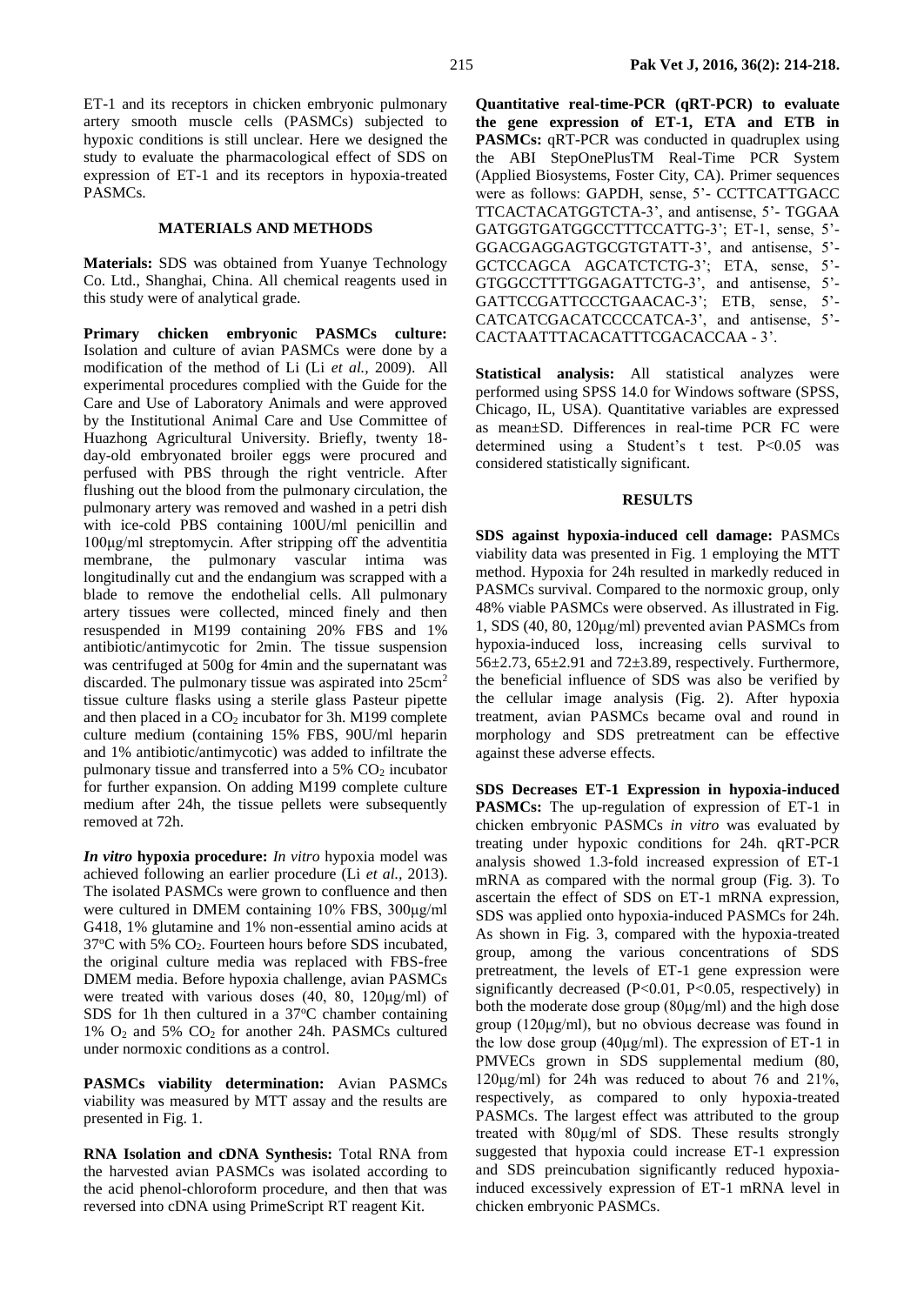ET-1 and its receptors in chicken embryonic pulmonary artery smooth muscle cells (PASMCs) subjected to hypoxic conditions is still unclear. Here we designed the study to evaluate the pharmacological effect of SDS on expression of ET-1 and its receptors in hypoxia-treated PASMCs.

## MATERIALS AND METHODS

**Materials:** SDS was obtained from Yuanye Technology Co. Ltd., Shanghai, China. All chemical reagents used in this study were of analytical grade.

**Primary chicken embryonic PASMCs culture:** Isolation and culture of avian PASMCs were done by a modification of the method of Li (Li *et al.,* 2009). All experimental procedures complied with the Guide for the Care and Use of Laboratory Animals and were approved by the Institutional Animal Care and Use Committee of Huazhong Agricultural University. Briefly, twenty 18-day-old embryonated broiler eggs were procured and perfused with PBS through the right ventricle. After flushing out the blood from the pulmonary circulation, the pulmonary artery was removed and washed in a petri dish with ice-cold PBS containing 100U/ml penicillin and 100μg/ml streptomycin. After stripping off the adventitia membrane, the pulmonary vascular intima was longitudinally cut and the endangium was scrapped with a blade to remove the endothelial cells. All pulmonary artery tissues were collected, minced finely and then resuspended in M199 containing 20% FBS and 1% antibiotic/antimycotic for 2min. The tissue suspension was centrifuged at 500g for 4min and the supernatant was discarded. The pulmonary tissue was aspirated into 25cm$^2$ tissue culture flasks using a sterile glass Pasteur pipette and then placed in a $CO_2$ incubator for 3h. M199 complete culture medium (containing 15% FBS, 90U/ml heparin and 1% antibiotic/antimycotic) was added to infiltrate the pulmonary tissue and transferred into a 5% $CO_2$ incubator for further expansion. On adding M199 complete culture medium after 24h, the tissue pellets were subsequently removed at 72h.

***In vitro* hypoxia procedure:** *In vitro* hypoxia model was achieved following an earlier procedure (Li *et al.,* 2013). The isolated PASMCs were grown to confluence and then were cultured in DMEM containing 10% FBS, 300μg/ml G418, 1% glutamine and 1% non-essential amino acids at 37°C with 5% $CO_2$. Fourteen hours before SDS incubated, the original culture media was replaced with FBS-free DMEM media. Before hypoxia challenge, avian PASMCs were treated with various doses (40, 80, 120μg/ml) of SDS for 1h then cultured in a 37°C chamber containing 1% $O_2$ and 5% $CO_2$ for another 24h. PASMCs cultured under normoxic conditions as a control.

**PASMCs viability determination:** Avian PASMCs viability was measured by MTT assay and the results are presented in Fig. 1.

**RNA Isolation and cDNA Synthesis:** Total RNA from the harvested avian PASMCs was isolated according to the acid phenol-chloroform procedure, and then that was reversed into cDNA using PrimeScript RT reagent Kit.

**Quantitative real-time-PCR (qRT-PCR) to evaluate the gene expression of ET-1, ETA and ETB in PASMCs:** qRT-PCR was conducted in quadruplex using the ABI StepOnePlusTM Real-Time PCR System (Applied Biosystems, Foster City, CA). Primer sequences were as follows: GAPDH, sense, 5'- CCTTCATTGACC TTCACTACATGGTCTA-3', and antisense, 5'- TGGAA GATGGTGATGGCCTTTCCATTG-3'; ET-1, sense, 5'-GGACGAGGAGTGCGTGTATT-3', and antisense, 5'-GCTCCAGCA AGCATCTCTG-3'; ETA, sense, 5'-GTGGCCTTTTGGAGATTCTG-3', and antisense, 5'-GATTCCGATTCCCTGAACAC-3'; ETB, sense, 5'-CATCATCGACATCCCCATCA-3', and antisense, 5'-CACTAATTTACACATTTCGACACCAA - 3'.

**Statistical analysis:** All statistical analyzes were performed using SPSS 14.0 for Windows software (SPSS, Chicago, IL, USA). Quantitative variables are expressed as mean±SD. Differences in real-time PCR FC were determined using a Student's t test. P<0.05 was considered statistically significant.

## RESULTS

**SDS against hypoxia-induced cell damage:** PASMCs viability data was presented in Fig. 1 employing the MTT method. Hypoxia for 24h resulted in markedly reduced in PASMCs survival. Compared to the normoxic group, only 48% viable PASMCs were observed. As illustrated in Fig. 1, SDS (40, 80, 120μg/ml) prevented avian PASMCs from hypoxia-induced loss, increasing cells survival to 56±2.73, 65±2.91 and 72±3.89, respectively. Furthermore, the beneficial influence of SDS was also be verified by the cellular image analysis (Fig. 2). After hypoxia treatment, avian PASMCs became oval and round in morphology and SDS pretreatment can be effective against these adverse effects.

**SDS Decreases ET-1 Expression in hypoxia-induced PASMCs:** The up-regulation of expression of ET-1 in chicken embryonic PASMCs *in vitro* was evaluated by treating under hypoxic conditions for 24h. qRT-PCR analysis showed 1.3-fold increased expression of ET-1 mRNA as compared with the normal group (Fig. 3). To ascertain the effect of SDS on ET-1 mRNA expression, SDS was applied onto hypoxia-induced PASMCs for 24h. As shown in Fig. 3, compared with the hypoxia-treated group, among the various concentrations of SDS pretreatment, the levels of ET-1 gene expression were significantly decreased (P<0.01, P<0.05, respectively) in both the moderate dose group (80μg/ml) and the high dose group (120μg/ml), but no obvious decrease was found in the low dose group (40μg/ml). The expression of ET-1 in PMVECs grown in SDS supplemental medium (80, 120μg/ml) for 24h was reduced to about 76 and 21%, respectively, as compared to only hypoxia-treated PASMCs. The largest effect was attributed to the group treated with 80μg/ml of SDS. These results strongly suggested that hypoxia could increase ET-1 expression and SDS preincubation significantly reduced hypoxia-induced excessively expression of ET-1 mRNA level in chicken embryonic PASMCs.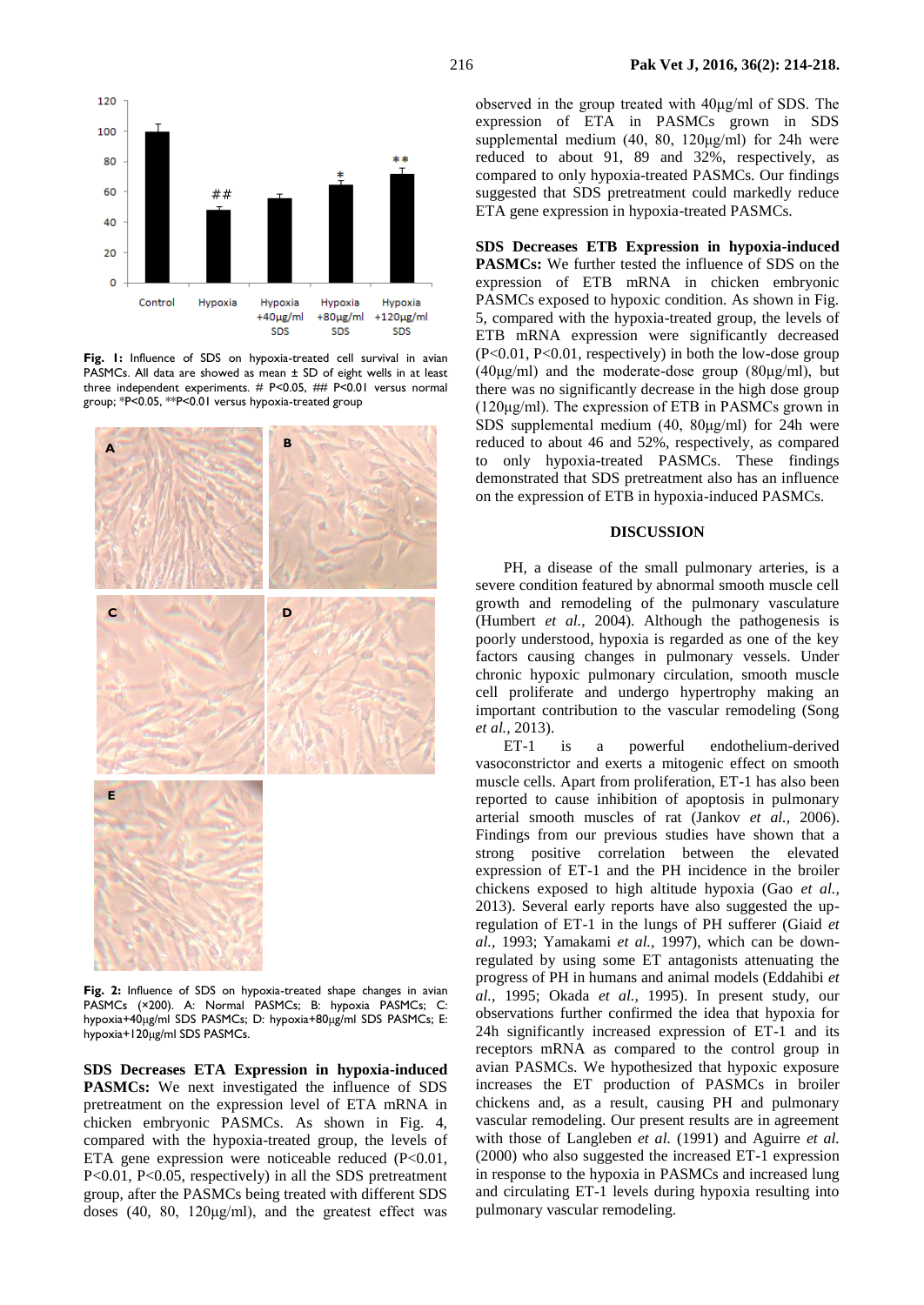Fig. 1: Influence of SDS on hypoxia-treated cell survival in avian PASMCs. All data are showed as mean ± SD of eight wells in at least three independent experiments. # P<0.05, ## P<0.01 versus normal group; *P<0.05, **P<0.01 versus hypoxia-treated group

Fig. 2: Influence of SDS on hypoxia-treated shape changes in avian PASMCs (×200). A: Normal PASMCs; B: hypoxia PASMCs; C: hypoxia+40μg/ml SDS PASMCs; D: hypoxia+80μg/ml SDS PASMCs; E: hypoxia+120μg/ml SDS PASMCs.

**SDS Decreases ETA Expression in hypoxia-induced PASMCs:** We next investigated the influence of SDS pretreatment on the expression level of ETA mRNA in chicken embryonic PASMCs. As shown in Fig. 4, compared with the hypoxia-treated group, the levels of ETA gene expression were noticeable reduced (P<0.01, P<0.01, P<0.05, respectively) in all the SDS pretreatment group, after the PASMCs being treated with different SDS doses (40, 80, 120μg/ml), and the greatest effect was observed in the group treated with 40μg/ml of SDS. The expression of ETA in PASMCs grown in SDS supplemental medium (40, 80, 120μg/ml) for 24h were reduced to about 91, 89 and 32%, respectively, as compared to only hypoxia-treated PASMCs. Our findings suggested that SDS pretreatment could markedly reduce ETA gene expression in hypoxia-treated PASMCs.

**SDS Decreases ETB Expression in hypoxia-induced PASMCs:** We further tested the influence of SDS on the expression of ETB mRNA in chicken embryonic PASMCs exposed to hypoxic condition. As shown in Fig. 5, compared with the hypoxia-treated group, the levels of ETB mRNA expression were significantly decreased (P<0.01, P<0.01, respectively) in both the low-dose group (40μg/ml) and the moderate-dose group (80μg/ml), but there was no significantly decrease in the high dose group (120μg/ml). The expression of ETB in PASMCs grown in SDS supplemental medium (40, 80μg/ml) for 24h were reduced to about 46 and 52%, respectively, as compared to only hypoxia-treated PASMCs. These findings demonstrated that SDS pretreatment also has an influence on the expression of ETB in hypoxia-induced PASMCs.

## DISCUSSION

PH, a disease of the small pulmonary arteries, is a severe condition featured by abnormal smooth muscle cell growth and remodeling of the pulmonary vasculature (Humbert *et al.,* 2004). Although the pathogenesis is poorly understood, hypoxia is regarded as one of the key factors causing changes in pulmonary vessels. Under chronic hypoxic pulmonary circulation, smooth muscle cell proliferate and undergo hypertrophy making an important contribution to the vascular remodeling (Song *et al.,* 2013).

ET-1 is a powerful endothelium-derived vasoconstrictor and exerts a mitogenic effect on smooth muscle cells. Apart from proliferation, ET-1 has also been reported to cause inhibition of apoptosis in pulmonary arterial smooth muscles of rat (Jankov *et al.,* 2006). Findings from our previous studies have shown that a strong positive correlation between the elevated expression of ET-1 and the PH incidence in the broiler chickens exposed to high altitude hypoxia (Gao *et al.,* 2013). Several early reports have also suggested the up-regulation of ET-1 in the lungs of PH sufferer (Giaid *et al.,* 1993; Yamakami *et al.,* 1997), which can be down-regulated by using some ET antagonists attenuating the progress of PH in humans and animal models (Eddahibi *et al.,* 1995; Okada *et al.,* 1995). In present study, our observations further confirmed the idea that hypoxia for 24h significantly increased expression of ET-1 and its receptors mRNA as compared to the control group in avian PASMCs. We hypothesized that hypoxic exposure increases the ET production of PASMCs in broiler chickens and, as a result, causing PH and pulmonary vascular remodeling. Our present results are in agreement with those of Langleben *et al.* (1991) and Aguirre *et al.* (2000) who also suggested the increased ET-1 expression in response to the hypoxia in PASMCs and increased lung and circulating ET-1 levels during hypoxia resulting into pulmonary vascular remodeling.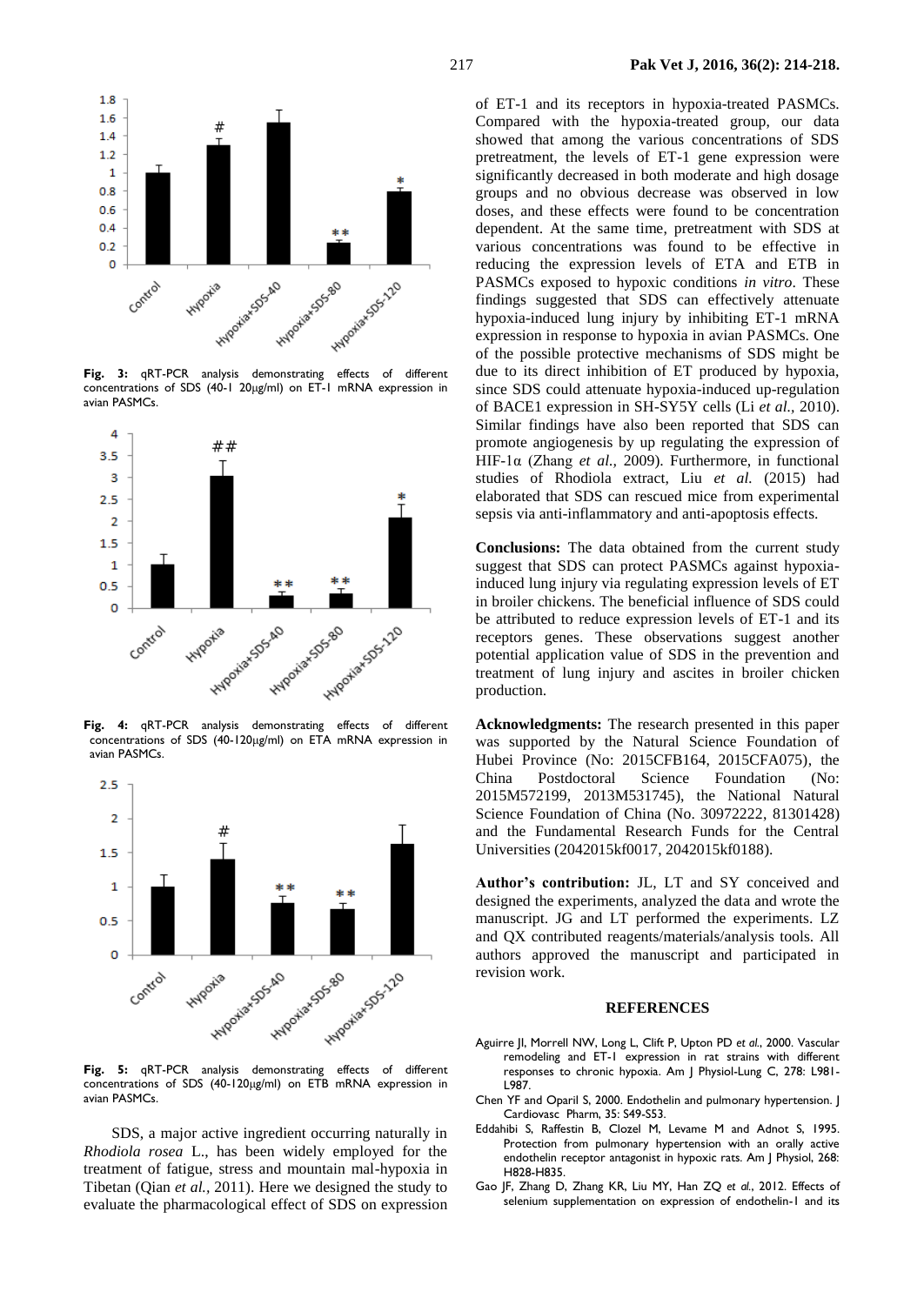Fig. 3: qRT-PCR analysis demonstrating effects of different concentrations of SDS (40-1 20μg/ml) on ET-1 mRNA expression in avian PASMCs.

Fig. 4: qRT-PCR analysis demonstrating effects of different concentrations of SDS (40-120μg/ml) on ETA mRNA expression in avian PASMCs.

Fig. 5: qRT-PCR analysis demonstrating effects of different concentrations of SDS (40-120μg/ml) on ETB mRNA expression in avian PASMCs.

SDS, a major active ingredient occurring naturally in *Rhodiola rosea* L., has been widely employed for the treatment of fatigue, stress and mountain mal-hypoxia in Tibetan (Qian *et al.,* 2011). Here we designed the study to evaluate the pharmacological effect of SDS on expression of ET-1 and its receptors in hypoxia-treated PASMCs. Compared with the hypoxia-treated group, our data showed that among the various concentrations of SDS pretreatment, the levels of ET-1 gene expression were significantly decreased in both moderate and high dosage groups and no obvious decrease was observed in low doses, and these effects were found to be concentration dependent. At the same time, pretreatment with SDS at various concentrations was found to be effective in reducing the expression levels of ETA and ETB in PASMCs exposed to hypoxic conditions *in vitro*. These findings suggested that SDS can effectively attenuate hypoxia-induced lung injury by inhibiting ET-1 mRNA expression in response to hypoxia in avian PASMCs. One of the possible protective mechanisms of SDS might be due to its direct inhibition of ET produced by hypoxia, since SDS could attenuate hypoxia-induced up-regulation of BACE1 expression in SH-SY5Y cells (Li *et al.,* 2010). Similar findings have also been reported that SDS can promote angiogenesis by up regulating the expression of HIF-1α (Zhang *et al.,* 2009). Furthermore, in functional studies of Rhodiola extract, Liu *et al.* (2015) had elaborated that SDS can rescued mice from experimental sepsis via anti-inflammatory and anti-apoptosis effects.

**Conclusions:** The data obtained from the current study suggest that SDS can protect PASMCs against hypoxia-induced lung injury via regulating expression levels of ET in broiler chickens. The beneficial influence of SDS could be attributed to reduce expression levels of ET-1 and its receptors genes. These observations suggest another potential application value of SDS in the prevention and treatment of lung injury and ascites in broiler chicken production.

**Acknowledgments:** The research presented in this paper was supported by the Natural Science Foundation of Hubei Province (No: 2015CFB164, 2015CFA075), the China Postdoctoral Science Foundation (No: 2015M572199, 2013M531745), the National Natural Science Foundation of China (No. 30972222, 81301428) and the Fundamental Research Funds for the Central Universities (2042015kf0017, 2042015kf0188).

**Author's contribution:** JL, LT and SY conceived and designed the experiments, analyzed the data and wrote the manuscript. JG and LT performed the experiments. LZ and QX contributed reagents/materials/analysis tools. All authors approved the manuscript and participated in revision work.

## REFERENCES

Aguirre JI, Morrell NW, Long L, Clift P, Upton PD *et al.*, 2000. Vascular remodeling and ET-1 expression in rat strains with different responses to chronic hypoxia. Am J Physiol-Lung C, 278: L981-L987.

Chen YF and Oparil S, 2000. Endothelin and pulmonary hypertension. J Cardiovasc Pharm, 35: S49-S53.

Eddahibi S, Raffestin B, Clozel M, Levame M and Adnot S, 1995. Protection from pulmonary hypertension with an orally active endothelin receptor antagonist in hypoxic rats. Am J Physiol, 268: H828-H835.

Gao JF, Zhang D, Zhang KR, Liu MY, Han ZQ *et al.*, 2012. Effects of selenium supplementation on expression of endothelin-1 and its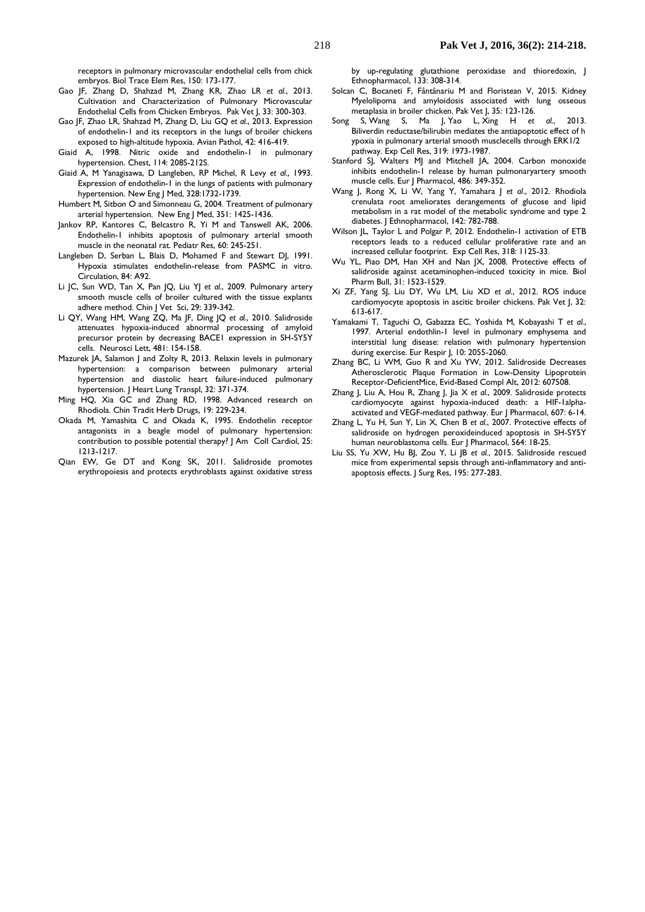receptors in pulmonary microvascular endothelial cells from chick embryos. Biol Trace Elem Res, 150: 173-177.

Gao JF, Zhang D, Shahzad M, Zhang KR, Zhao LR *et al.*, 2013. Cultivation and Characterization of Pulmonary Microvascular Endothelial Cells from Chicken Embryos. Pak Vet J, 33: 300-303.

Gao JF, Zhao LR, Shahzad M, Zhang D, Liu GQ *et al.*, 2013. Expression of endothelin-1 and its receptors in the lungs of broiler chickens exposed to high-altitude hypoxia. Avian Pathol, 42: 416-419.

Giaid A, 1998. Nitric oxide and endothelin-1 in pulmonary hypertension. Chest, 114: 208S-212S.

Giaid A, M Yanagisawa, D Langleben, RP Michel, R Levy *et al.*, 1993. Expression of endothelin-1 in the lungs of patients with pulmonary hypertension. New Eng J Med, 328:1732-1739.

Humbert M, Sitbon O and Simonneau G, 2004. Treatment of pulmonary arterial hypertension. New Eng J Med, 351: 1425-1436.

Jankov RP, Kantores C, Belcastro R, Yi M and Tanswell AK, 2006. Endothelin-1 inhibits apoptosis of pulmonary arterial smooth muscle in the neonatal rat. Pediatr Res, 60: 245-251.

Langleben D, Serban L, Blais D, Mohamed F and Stewart DJ, 1991. Hypoxia stimulates endothelin-release from PASMC in vitro. Circulation, 84: A92.

Li JC, Sun WD, Tan X, Pan JQ, Liu YJ *et al.*, 2009. Pulmonary artery smooth muscle cells of broiler cultured with the tissue explants adhere method. Chin J Vet Sci, 29: 339-342.

Li QY, Wang HM, Wang ZQ, Ma JF, Ding JQ *et al.*, 2010. Salidroside attenuates hypoxia-induced abnormal processing of amyloid precursor protein by decreasing BACE1 expression in SH-SY5Y cells. Neurosci Lett, 481: 154-158.

Mazurek JA, Salamon J and Zolty R, 2013. Relaxin levels in pulmonary hypertension: a comparison between pulmonary arterial hypertension and diastolic heart failure-induced pulmonary hypertension. J Heart Lung Transpl, 32: 371-374.

Ming HQ, Xia GC and Zhang RD, 1998. Advanced research on Rhodiola. Chin Tradit Herb Drugs, 19: 229-234.

Okada M, Yamashita C and Okada K, 1995. Endothelin receptor antagonists in a beagle model of pulmonary hypertension: contribution to possible potential therapy? J Am Coll Cardiol, 25: 1213-1217.

Qian EW, Ge DT and Kong SK, 2011. Salidroside promotes erythropoiesis and protects erythroblasts against oxidative stress by up-regulating glutathione peroxidase and thioredoxin, J Ethnopharmacol, 133: 308-314.

Solcan C, Bocaneti F, Fântânariu M and Floristean V, 2015. Kidney Myelolipoma and amyloidosis associated with lung osseous metaplasia in broiler chicken. Pak Vet J, 35: 123-126.

Song S, Wang S, Ma J, Yao L, Xing H *et al.*, 2013. Biliverdin reductase/bilirubin mediates the antiapoptotic effect of h ypoxia in pulmonary arterial smooth musclecells through ERK1/2 pathway. Exp Cell Res, 319: 1973-1987.

Stanford SJ, Walters MJ and Mitchell JA, 2004. Carbon monoxide inhibits endothelin-1 release by human pulmonaryartery smooth muscle cells. Eur J Pharmacol, 486: 349-352.

Wang J, Rong X, Li W, Yang Y, Yamahara J *et al.*, 2012. Rhodiola crenulata root ameliorates derangements of glucose and lipid metabolism in a rat model of the metabolic syndrome and type 2 diabetes. J Ethnopharmacol, 142: 782-788.

Wilson JL, Taylor L and Polgar P, 2012. Endothelin-1 activation of ETB receptors leads to a reduced cellular proliferative rate and an increased cellular footprint. Exp Cell Res, 318: 1125-33.

Wu YL, Piao DM, Han XH and Nan JX, 2008. Protective effects of salidroside against acetaminophen-induced toxicity in mice. Biol Pharm Bull, 31: 1523-1529.

Xi ZF, Yang SJ, Liu DY, Wu LM, Liu XD *et al.*, 2012. ROS induce cardiomyocyte apoptosis in ascitic broiler chickens. Pak Vet J, 32: 613-617.

Yamakami T, Taguchi O, Gabazza EC, Yoshida M, Kobayashi T *et al.*, 1997. Arterial endothlin-1 level in pulmonary emphysema and interstitial lung disease: relation with pulmonary hypertension during exercise. Eur Respir J, 10: 2055-2060.

Zhang BC, Li WM, Guo R and Xu YW, 2012. Salidroside Decreases Atherosclerotic Plaque Formation in Low-Density Lipoprotein Receptor-DeficientMice, Evid-Based Compl Alt, 2012: 607508.

Zhang J, Liu A, Hou R, Zhang J, Jia X *et al.*, 2009. Salidroside protects cardiomyocyte against hypoxia-induced death: a HIF-1alpha-activated and VEGF-mediated pathway. Eur J Pharmacol, 607: 6-14.

Zhang L, Yu H, Sun Y, Lin X, Chen B *et al.*, 2007. Protective effects of salidroside on hydrogen peroxideinduced apoptosis in SH-SY5Y human neuroblastoma cells. Eur J Pharmacol, 564: 18-25.

Liu SS, Yu XW, Hu BJ, Zou Y, Li JB *et al.*, 2015. Salidroside rescued mice from experimental sepsis through anti-inflammatory and anti-apoptosis effects. J Surg Res, 195: 277-283.